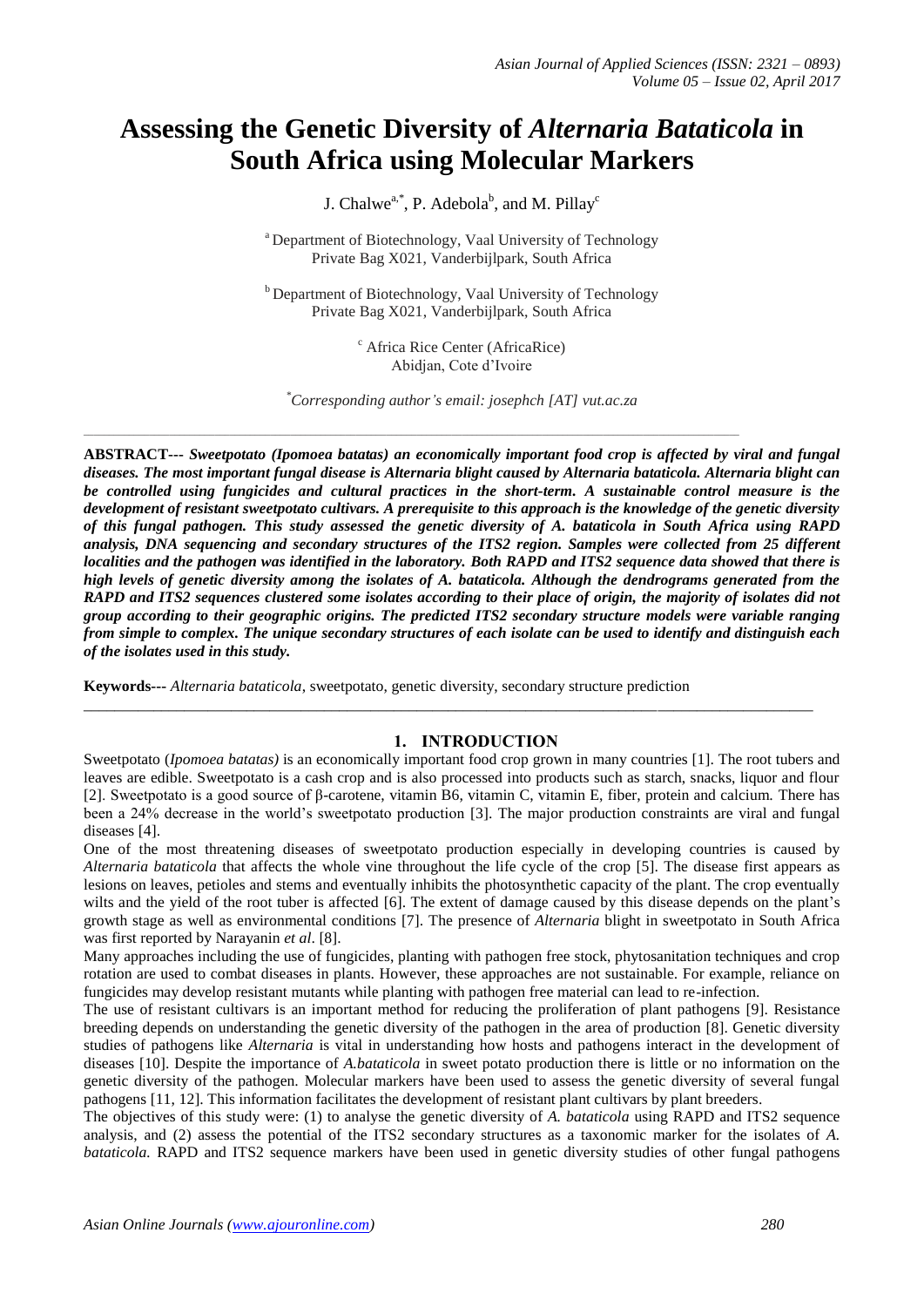# Assessing the Genetic Diversity of *Alternaria Bataticola* in South Africa using Molecular Markers

J. Chalwe[a,*], P. Adebola[b], and M. Pillay[c]

[a] Department of Biotechnology, Vaal University of Technology
Private Bag X021, Vanderbijlpark, South Africa

[b] Department of Biotechnology, Vaal University of Technology
Private Bag X021, Vanderbijlpark, South Africa

[c] Africa Rice Center (AfricaRice)
Abidjan, Cote d'Ivoire

[*]*Corresponding author's email: josephch [AT] vut.ac.za*

---

**ABSTRACT---** ***Sweetpotato (Ipomoea batatas) an economically important food crop is affected by viral and fungal diseases. The most important fungal disease is Alternaria blight caused by Alternaria bataticola. Alternaria blight can be controlled using fungicides and cultural practices in the short-term. A sustainable control measure is the development of resistant sweetpotato cultivars. A prerequisite to this approach is the knowledge of the genetic diversity of this fungal pathogen. This study assessed the genetic diversity of A. bataticola in South Africa using RAPD analysis, DNA sequencing and secondary structures of the ITS2 region. Samples were collected from 25 different localities and the pathogen was identified in the laboratory. Both RAPD and ITS2 sequence data showed that there is high levels of genetic diversity among the isolates of A. bataticola. Although the dendrograms generated from the RAPD and ITS2 sequences clustered some isolates according to their place of origin, the majority of isolates did not group according to their geographic origins. The predicted ITS2 secondary structure models were variable ranging from simple to complex. The unique secondary structures of each isolate can be used to identify and distinguish each of the isolates used in this study.***

**Keywords---** *Alternaria bataticola*, sweetpotato, genetic diversity, secondary structure prediction

---

## 1. INTRODUCTION

Sweetpotato (*Ipomoea batatas)* is an economically important food crop grown in many countries [1]. The root tubers and leaves are edible. Sweetpotato is a cash crop and is also processed into products such as starch, snacks, liquor and flour [2]. Sweetpotato is a good source of β-carotene, vitamin B6, vitamin C, vitamin E, fiber, protein and calcium. There has been a 24% decrease in the world's sweetpotato production [3]. The major production constraints are viral and fungal diseases [4].

One of the most threatening diseases of sweetpotato production especially in developing countries is caused by *Alternaria bataticola* that affects the whole vine throughout the life cycle of the crop [5]. The disease first appears as lesions on leaves, petioles and stems and eventually inhibits the photosynthetic capacity of the plant. The crop eventually wilts and the yield of the root tuber is affected [6]. The extent of damage caused by this disease depends on the plant's growth stage as well as environmental conditions [7]. The presence of *Alternaria* blight in sweetpotato in South Africa was first reported by Narayanin *et al*. [8].

Many approaches including the use of fungicides, planting with pathogen free stock, phytosanitation techniques and crop rotation are used to combat diseases in plants. However, these approaches are not sustainable. For example, reliance on fungicides may develop resistant mutants while planting with pathogen free material can lead to re-infection.

The use of resistant cultivars is an important method for reducing the proliferation of plant pathogens [9]. Resistance breeding depends on understanding the genetic diversity of the pathogen in the area of production [8]. Genetic diversity studies of pathogens like *Alternaria* is vital in understanding how hosts and pathogens interact in the development of diseases [10]. Despite the importance of *A.bataticola* in sweet potato production there is little or no information on the genetic diversity of the pathogen. Molecular markers have been used to assess the genetic diversity of several fungal pathogens [11, 12]. This information facilitates the development of resistant plant cultivars by plant breeders.

The objectives of this study were: (1) to analyse the genetic diversity of *A. bataticola* using RAPD and ITS2 sequence analysis, and (2) assess the potential of the ITS2 secondary structures as a taxonomic marker for the isolates of *A. bataticola.* RAPD and ITS2 sequence markers have been used in genetic diversity studies of other fungal pathogens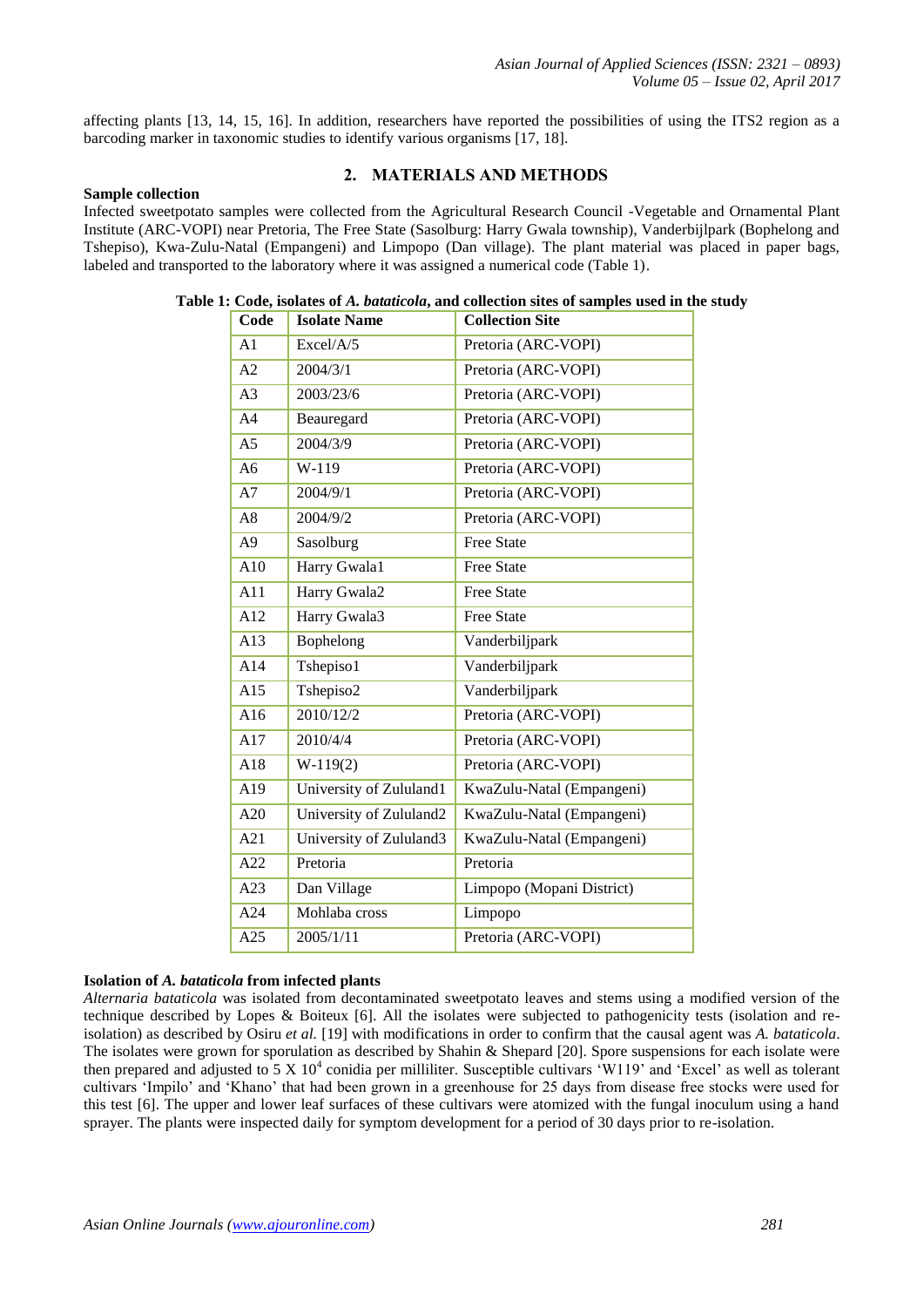affecting plants [13, 14, 15, 16]. In addition, researchers have reported the possibilities of using the ITS2 region as a barcoding marker in taxonomic studies to identify various organisms [17, 18].

## 2. MATERIALS AND METHODS

**Sample collection**

Infected sweetpotato samples were collected from the Agricultural Research Council -Vegetable and Ornamental Plant Institute (ARC-VOPI) near Pretoria, The Free State (Sasolburg: Harry Gwala township), Vanderbijlpark (Bophelong and Tshepiso), Kwa-Zulu-Natal (Empangeni) and Limpopo (Dan village). The plant material was placed in paper bags, labeled and transported to the laboratory where it was assigned a numerical code (Table 1).

**Table 1: Code, isolates of *A. bataticola*, and collection sites of samples used in the study**

| Code | Isolate Name | Collection Site |
|---|---|---|
| A1 | Excel/A/5 | Pretoria (ARC-VOPI) |
| A2 | 2004/3/1 | Pretoria (ARC-VOPI) |
| A3 | 2003/23/6 | Pretoria (ARC-VOPI) |
| A4 | Beauregard | Pretoria (ARC-VOPI) |
| A5 | 2004/3/9 | Pretoria (ARC-VOPI) |
| A6 | W-119 | Pretoria (ARC-VOPI) |
| A7 | 2004/9/1 | Pretoria (ARC-VOPI) |
| A8 | 2004/9/2 | Pretoria (ARC-VOPI) |
| A9 | Sasolburg | Free State |
| A10 | Harry Gwala1 | Free State |
| A11 | Harry Gwala2 | Free State |
| A12 | Harry Gwala3 | Free State |
| A13 | Bophelong | Vanderbiljpark |
| A14 | Tshepiso1 | Vanderbiljpark |
| A15 | Tshepiso2 | Vanderbiljpark |
| A16 | 2010/12/2 | Pretoria (ARC-VOPI) |
| A17 | 2010/4/4 | Pretoria (ARC-VOPI) |
| A18 | W-119(2) | Pretoria (ARC-VOPI) |
| A19 | University of Zululand1 | KwaZulu-Natal (Empangeni) |
| A20 | University of Zululand2 | KwaZulu-Natal (Empangeni) |
| A21 | University of Zululand3 | KwaZulu-Natal (Empangeni) |
| A22 | Pretoria | Pretoria |
| A23 | Dan Village | Limpopo (Mopani District) |
| A24 | Mohlaba cross | Limpopo |
| A25 | 2005/1/11 | Pretoria (ARC-VOPI) |

**Isolation of *A. bataticola* from infected plants**

*Alternaria bataticola* was isolated from decontaminated sweetpotato leaves and stems using a modified version of the technique described by Lopes & Boiteux [6]. All the isolates were subjected to pathogenicity tests (isolation and re-isolation) as described by Osiru *et al.* [19] with modifications in order to confirm that the causal agent was *A. bataticola*. The isolates were grown for sporulation as described by Shahin & Shepard [20]. Spore suspensions for each isolate were then prepared and adjusted to $5 \times 10^4$ conidia per milliliter. Susceptible cultivars 'W119' and 'Excel' as well as tolerant cultivars 'Impilo' and 'Khano' that had been grown in a greenhouse for 25 days from disease free stocks were used for this test [6]. The upper and lower leaf surfaces of these cultivars were atomized with the fungal inoculum using a hand sprayer. The plants were inspected daily for symptom development for a period of 30 days prior to re-isolation.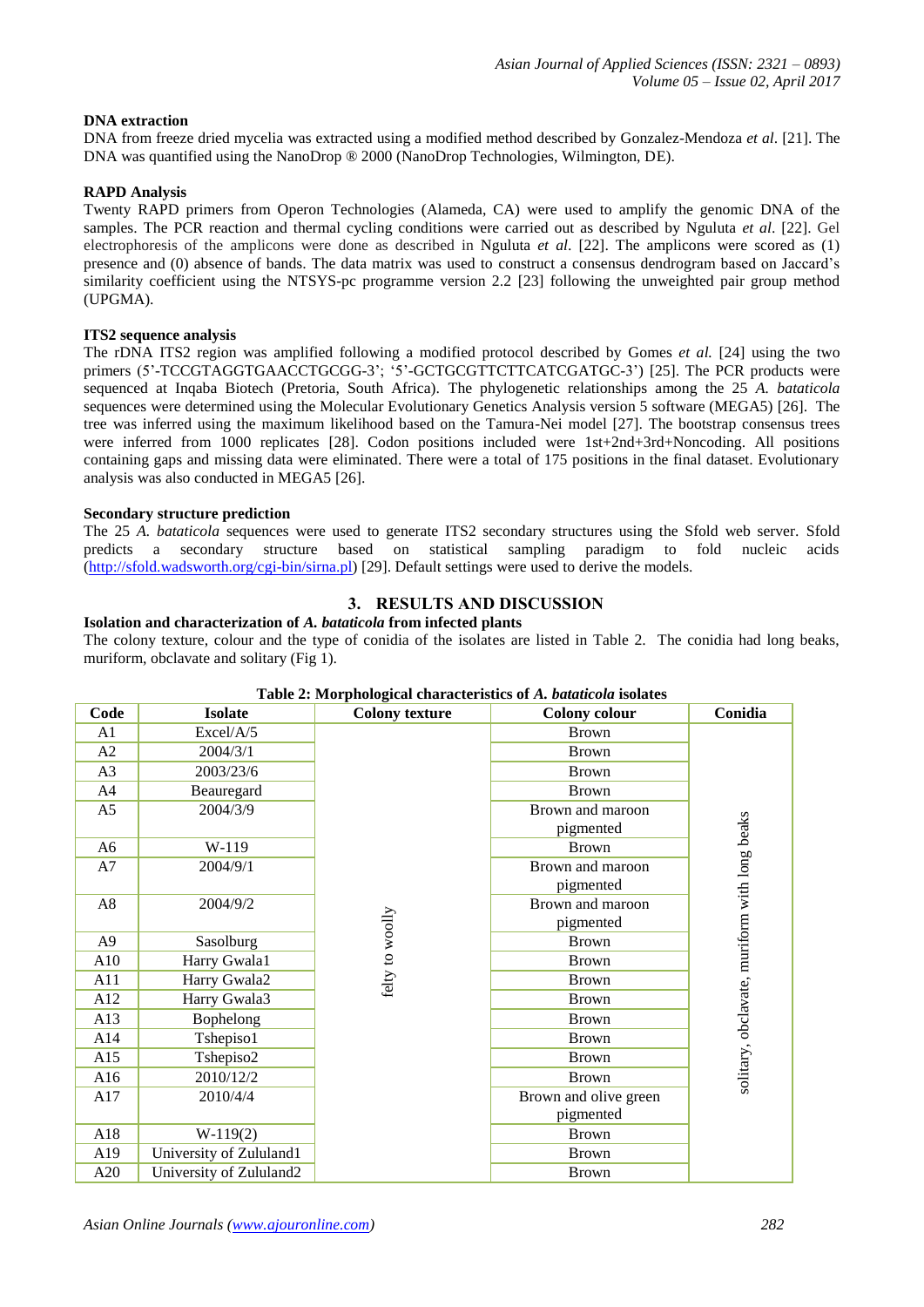**DNA extraction**

DNA from freeze dried mycelia was extracted using a modified method described by Gonzalez-Mendoza *et al*. [21]. The DNA was quantified using the NanoDrop ® 2000 (NanoDrop Technologies, Wilmington, DE).

**RAPD Analysis**

Twenty RAPD primers from Operon Technologies (Alameda, CA) were used to amplify the genomic DNA of the samples. The PCR reaction and thermal cycling conditions were carried out as described by Nguluta *et al*. [22]. Gel electrophoresis of the amplicons were done as described in Nguluta *et al*. [22]. The amplicons were scored as (1) presence and (0) absence of bands. The data matrix was used to construct a consensus dendrogram based on Jaccard's similarity coefficient using the NTSYS-pc programme version 2.2 [23] following the unweighted pair group method (UPGMA).

**ITS2 sequence analysis**

The rDNA ITS2 region was amplified following a modified protocol described by Gomes *et al.* [24] using the two primers (5'-TCCGTAGGTGAACCTGCGG-3'; '5'-GCTGCGTTCTTCATCGATGC-3') [25]. The PCR products were sequenced at Inqaba Biotech (Pretoria, South Africa). The phylogenetic relationships among the 25 *A. bataticola* sequences were determined using the Molecular Evolutionary Genetics Analysis version 5 software (MEGA5) [26]. The tree was inferred using the maximum likelihood based on the Tamura-Nei model [27]. The bootstrap consensus trees were inferred from 1000 replicates [28]. Codon positions included were 1st+2nd+3rd+Noncoding. All positions containing gaps and missing data were eliminated. There were a total of 175 positions in the final dataset. Evolutionary analysis was also conducted in MEGA5 [26].

**Secondary structure prediction**

The 25 *A. bataticola* sequences were used to generate ITS2 secondary structures using the Sfold web server. Sfold predicts a secondary structure based on statistical sampling paradigm to fold nucleic acids (http://sfold.wadsworth.org/cgi-bin/sirna.pl) [29]. Default settings were used to derive the models.

## 3. RESULTS AND DISCUSSION

**Isolation and characterization of *A. bataticola* from infected plants**

The colony texture, colour and the type of conidia of the isolates are listed in Table 2. The conidia had long beaks, muriform, obclavate and solitary (Fig 1).

**Table 2: Morphological characteristics of *A. bataticola* isolates**

| Code | Isolate | Colony texture | Colony colour | Conidia |
|---|---|---|---|---|
| A1 | Excel/A/5 | felty to woolly | Brown | solitary, obclavate, muriform with long beaks |
| A2 | 2004/3/1 | | Brown | |
| A3 | 2003/23/6 | | Brown | |
| A4 | Beauregard | | Brown | |
| A5 | 2004/3/9 | | Brown and maroon pigmented | |
| A6 | W-119 | | Brown | |
| A7 | 2004/9/1 | | Brown and maroon pigmented | |
| A8 | 2004/9/2 | | Brown and maroon pigmented | |
| A9 | Sasolburg | | Brown | |
| A10 | Harry Gwala1 | | Brown | |
| A11 | Harry Gwala2 | | Brown | |
| A12 | Harry Gwala3 | | Brown | |
| A13 | Bophelong | | Brown | |
| A14 | Tshepiso1 | | Brown | |
| A15 | Tshepiso2 | | Brown | |
| A16 | 2010/12/2 | | Brown | |
| A17 | 2010/4/4 | | Brown and olive green pigmented | |
| A18 | W-119(2) | | Brown | |
| A19 | University of Zululand1 | | Brown | |
| A20 | University of Zululand2 | | Brown | |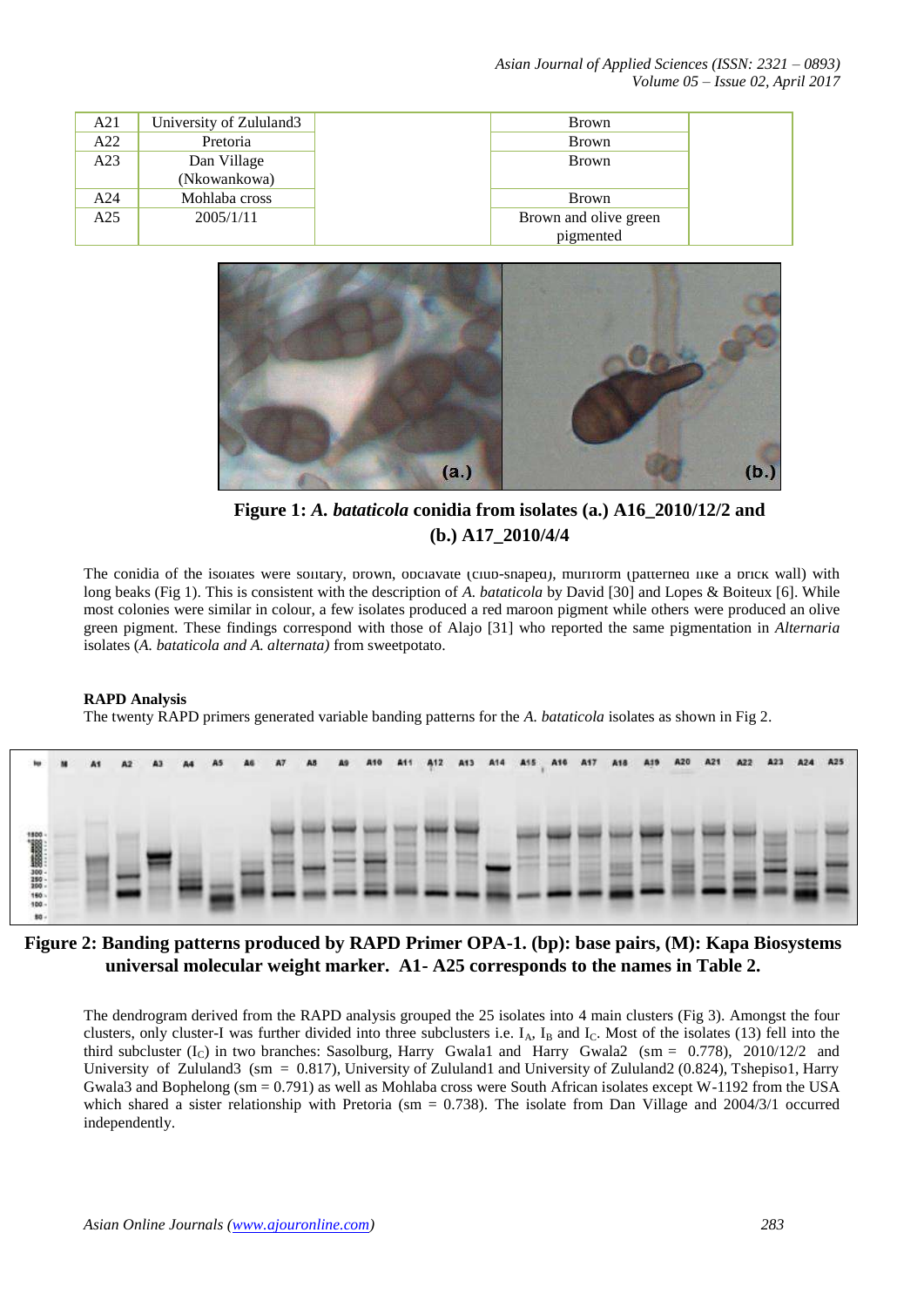| A21 | University of Zululand3 | | Brown | |
|---|---|---|---|---|
| A22 | Pretoria | | Brown | |
| A23 | Dan Village (Nkowankowa) | | Brown | |
| A24 | Mohlaba cross | | Brown | |
| A25 | 2005/1/11 | | Brown and olive green pigmented | |

**Figure 1: *A. bataticola* conidia from isolates (a.) A16_2010/12/2 and (b.) A17_2010/4/4**

The conidia of the isolates were solitary, brown, obclavate (club-shaped), muriform (patterned like a brick wall) with long beaks (Fig 1). This is consistent with the description of *A. bataticola* by David [30] and Lopes & Boiteux [6]. While most colonies were similar in colour, a few isolates produced a red maroon pigment while others were produced an olive green pigment. These findings correspond with those of Alajo [31] who reported the same pigmentation in *Alternaria* isolates (*A. bataticola and A. alternata)* from sweetpotato.

**RAPD Analysis**

The twenty RAPD primers generated variable banding patterns for the *A. bataticola* isolates as shown in Fig 2.

**Figure 2: Banding patterns produced by RAPD Primer OPA-1. (bp): base pairs, (M): Kapa Biosystems universal molecular weight marker. A1- A25 corresponds to the names in Table 2.**

The dendrogram derived from the RAPD analysis grouped the 25 isolates into 4 main clusters (Fig 3). Amongst the four clusters, only cluster-I was further divided into three subclusters i.e. $I_A$, $I_B$ and $I_C$. Most of the isolates (13) fell into the third subcluster ($I_C$) in two branches: Sasolburg, Harry Gwala1 and Harry Gwala2 (sm = 0.778), 2010/12/2 and University of Zululand3 (sm = 0.817), University of Zululand1 and University of Zululand2 (0.824), Tshepiso1, Harry Gwala3 and Bophelong (sm = 0.791) as well as Mohlaba cross were South African isolates except W-1192 from the USA which shared a sister relationship with Pretoria (sm = 0.738). The isolate from Dan Village and 2004/3/1 occurred independently.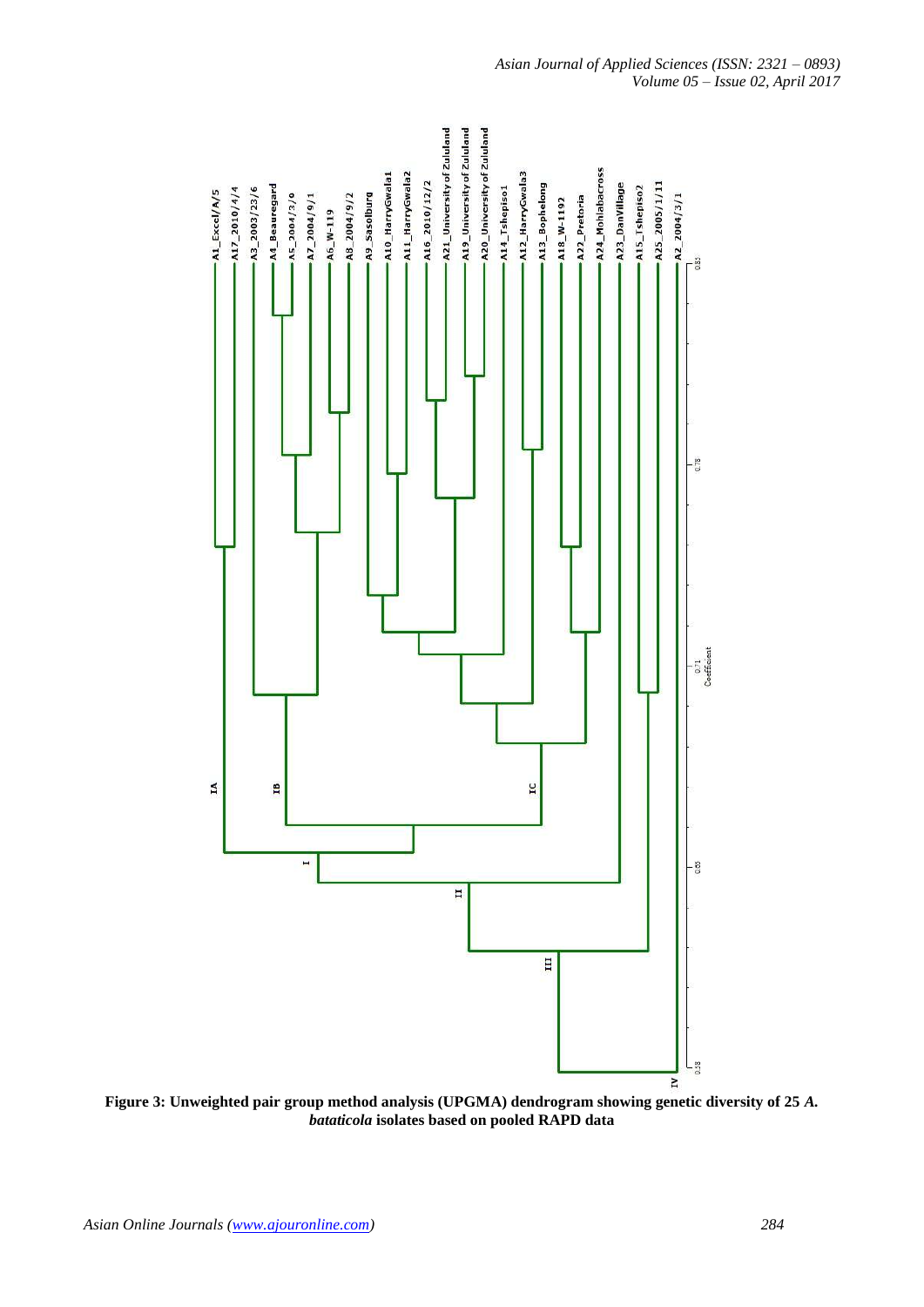Figure 3: Unweighted pair group method analysis (UPGMA) dendrogram showing genetic diversity of 25 *A. bataticola* isolates based on pooled RAPD data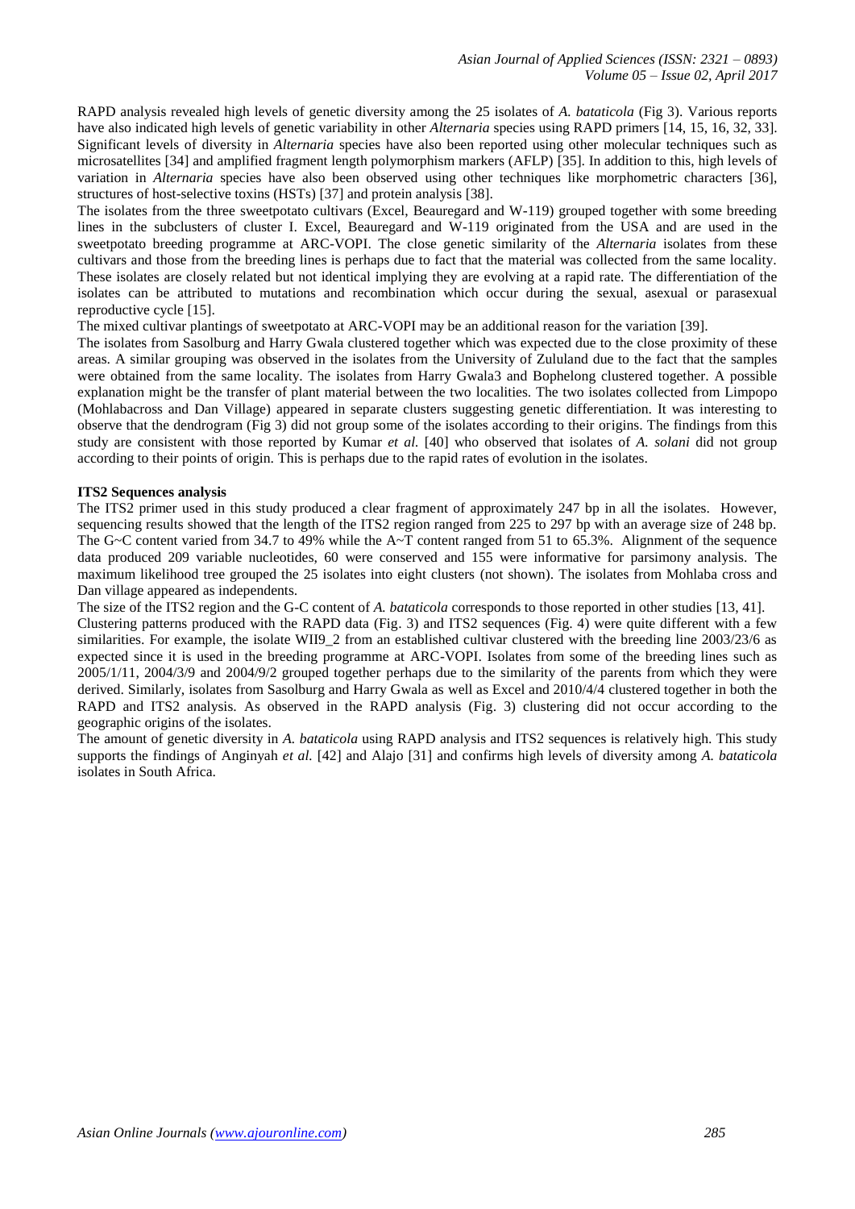RAPD analysis revealed high levels of genetic diversity among the 25 isolates of *A. bataticola* (Fig 3). Various reports have also indicated high levels of genetic variability in other *Alternaria* species using RAPD primers [14, 15, 16, 32, 33]. Significant levels of diversity in *Alternaria* species have also been reported using other molecular techniques such as microsatellites [34] and amplified fragment length polymorphism markers (AFLP) [35]. In addition to this, high levels of variation in *Alternaria* species have also been observed using other techniques like morphometric characters [36], structures of host-selective toxins (HSTs) [37] and protein analysis [38].

The isolates from the three sweetpotato cultivars (Excel, Beauregard and W-119) grouped together with some breeding lines in the subclusters of cluster I. Excel, Beauregard and W-119 originated from the USA and are used in the sweetpotato breeding programme at ARC-VOPI. The close genetic similarity of the *Alternaria* isolates from these cultivars and those from the breeding lines is perhaps due to fact that the material was collected from the same locality. These isolates are closely related but not identical implying they are evolving at a rapid rate. The differentiation of the isolates can be attributed to mutations and recombination which occur during the sexual, asexual or parasexual reproductive cycle [15].

The mixed cultivar plantings of sweetpotato at ARC-VOPI may be an additional reason for the variation [39].

The isolates from Sasolburg and Harry Gwala clustered together which was expected due to the close proximity of these areas. A similar grouping was observed in the isolates from the University of Zululand due to the fact that the samples were obtained from the same locality. The isolates from Harry Gwala3 and Bophelong clustered together. A possible explanation might be the transfer of plant material between the two localities. The two isolates collected from Limpopo (Mohlabacross and Dan Village) appeared in separate clusters suggesting genetic differentiation. It was interesting to observe that the dendrogram (Fig 3) did not group some of the isolates according to their origins. The findings from this study are consistent with those reported by Kumar *et al.* [40] who observed that isolates of *A. solani* did not group according to their points of origin. This is perhaps due to the rapid rates of evolution in the isolates.

**ITS2 Sequences analysis**

The ITS2 primer used in this study produced a clear fragment of approximately 247 bp in all the isolates. However, sequencing results showed that the length of the ITS2 region ranged from 225 to 297 bp with an average size of 248 bp. The G~C content varied from 34.7 to 49% while the A~T content ranged from 51 to 65.3%. Alignment of the sequence data produced 209 variable nucleotides, 60 were conserved and 155 were informative for parsimony analysis. The maximum likelihood tree grouped the 25 isolates into eight clusters (not shown). The isolates from Mohlaba cross and Dan village appeared as independents.

The size of the ITS2 region and the G-C content of *A. bataticola* corresponds to those reported in other studies [13, 41].

Clustering patterns produced with the RAPD data (Fig. 3) and ITS2 sequences (Fig. 4) were quite different with a few similarities. For example, the isolate WII9_2 from an established cultivar clustered with the breeding line 2003/23/6 as expected since it is used in the breeding programme at ARC-VOPI. Isolates from some of the breeding lines such as 2005/1/11, 2004/3/9 and 2004/9/2 grouped together perhaps due to the similarity of the parents from which they were derived. Similarly, isolates from Sasolburg and Harry Gwala as well as Excel and 2010/4/4 clustered together in both the RAPD and ITS2 analysis. As observed in the RAPD analysis (Fig. 3) clustering did not occur according to the geographic origins of the isolates.

The amount of genetic diversity in *A. bataticola* using RAPD analysis and ITS2 sequences is relatively high. This study supports the findings of Anginyah *et al.* [42] and Alajo [31] and confirms high levels of diversity among *A. bataticola* isolates in South Africa.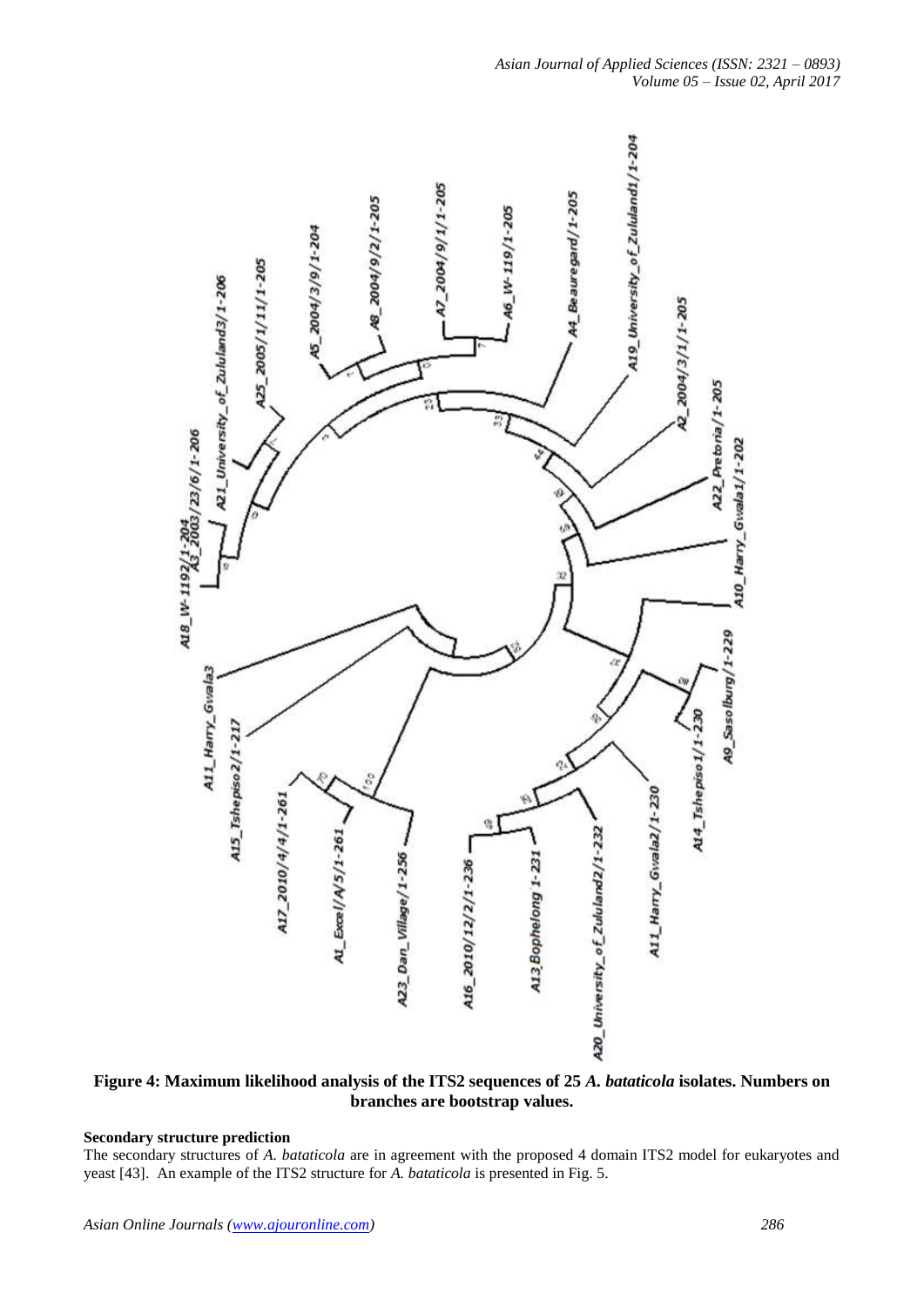**Figure 4: Maximum likelihood analysis of the ITS2 sequences of 25 *A. bataticola* isolates. Numbers on branches are bootstrap values.**

### Secondary structure prediction

The secondary structures of *A. bataticola* are in agreement with the proposed 4 domain ITS2 model for eukaryotes and yeast [43]. An example of the ITS2 structure for *A. bataticola* is presented in Fig. 5.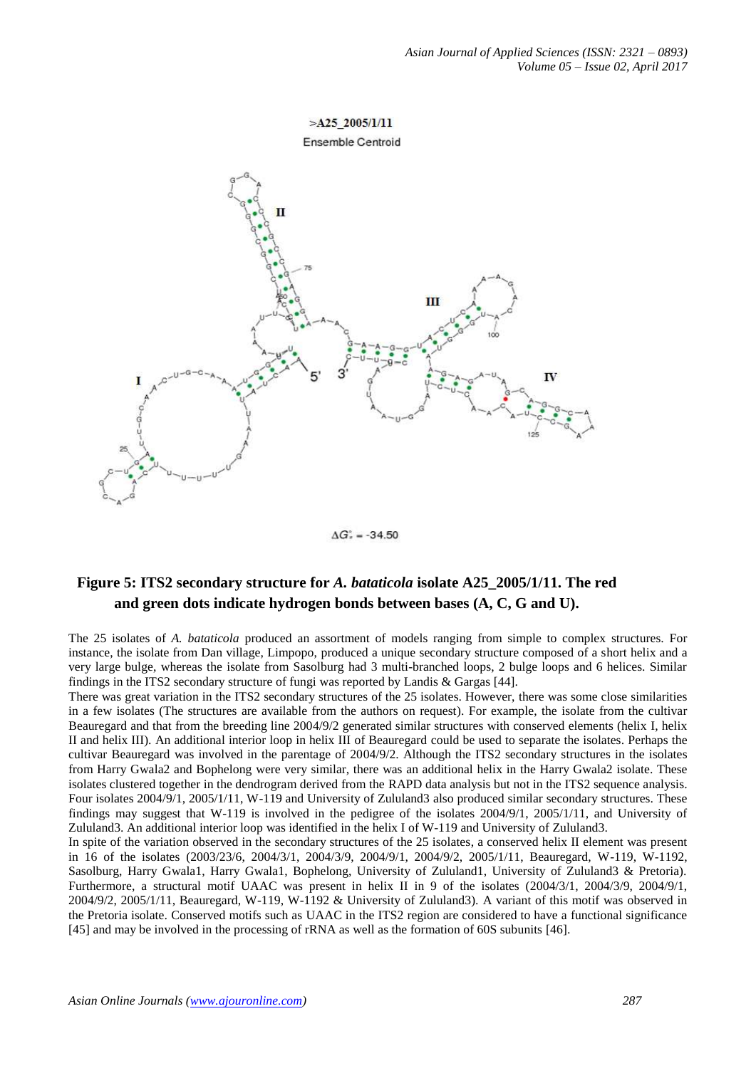**Figure 5: ITS2 secondary structure for *A. bataticola* isolate A25_2005/1/11. The red and green dots indicate hydrogen bonds between bases (A, C, G and U).**

The 25 isolates of *A. batatticola* produced an assortment of models ranging from simple to complex structures. For instance, the isolate from Dan village, Limpopo, produced a unique secondary structure composed of a short helix and a very large bulge, whereas the isolate from Sasolburg had 3 multi-branched loops, 2 bulge loops and 6 helices. Similar findings in the ITS2 secondary structure of fungi was reported by Landis & Gargas [44].

There was great variation in the ITS2 secondary structures of the 25 isolates. However, there was some close similarities in a few isolates (The structures are available from the authors on request). For example, the isolate from the cultivar Beauregard and that from the breeding line 2004/9/2 generated similar structures with conserved elements (helix I, helix II and helix III). An additional interior loop in helix III of Beauregard could be used to separate the isolates. Perhaps the cultivar Beauregard was involved in the parentage of 2004/9/2. Although the ITS2 secondary structures in the isolates from Harry Gwala2 and Bophelong were very similar, there was an additional helix in the Harry Gwala2 isolate. These isolates clustered together in the dendrogram derived from the RAPD data analysis but not in the ITS2 sequence analysis. Four isolates 2004/9/1, 2005/1/11, W-119 and University of Zululand3 also produced similar secondary structures. These findings may suggest that W-119 is involved in the pedigree of the isolates 2004/9/1, 2005/1/11, and University of Zululand3. An additional interior loop was identified in the helix I of W-119 and University of Zululand3.

In spite of the variation observed in the secondary structures of the 25 isolates, a conserved helix II element was present in 16 of the isolates (2003/23/6, 2004/3/1, 2004/3/9, 2004/9/1, 2004/9/2, 2005/1/11, Beauregard, W-119, W-1192, Sasolburg, Harry Gwala1, Harry Gwala1, Bophelong, University of Zululand1, University of Zululand3 & Pretoria). Furthermore, a structural motif UAAC was present in helix II in 9 of the isolates (2004/3/1, 2004/3/9, 2004/9/1, 2004/9/2, 2005/1/11, Beauregard, W-119, W-1192 & University of Zululand3). A variant of this motif was observed in the Pretoria isolate. Conserved motifs such as UAAC in the ITS2 region are considered to have a functional significance [45] and may be involved in the processing of rRNA as well as the formation of 60S subunits [46].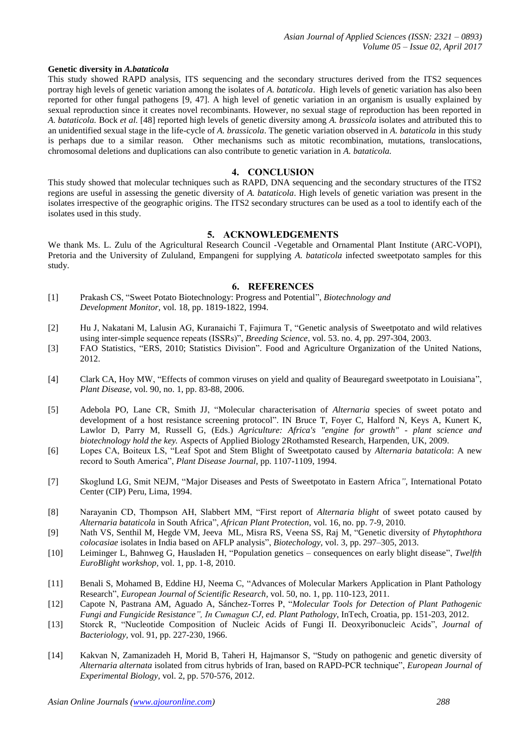**Genetic diversity in *A.bataticola***

This study showed RAPD analysis, ITS sequencing and the secondary structures derived from the ITS2 sequences portray high levels of genetic variation among the isolates of *A. bataticola*. High levels of genetic variation has also been reported for other fungal pathogens [9, 47]. A high level of genetic variation in an organism is usually explained by sexual reproduction since it creates novel recombinants. However, no sexual stage of reproduction has been reported in *A. bataticola.* Bock *et al.* [48] reported high levels of genetic diversity among *A. brassicola* isolates and attributed this to an unidentified sexual stage in the life-cycle of *A. brassicola*. The genetic variation observed in *A. bataticola* in this study is perhaps due to a similar reason. Other mechanisms such as mitotic recombination, mutations, translocations, chromosomal deletions and duplications can also contribute to genetic variation in *A. bataticola.*

## 4. CONCLUSION

This study showed that molecular techniques such as RAPD, DNA sequencing and the secondary structures of the ITS2 regions are useful in assessing the genetic diversity of *A. bataticola*. High levels of genetic variation was present in the isolates irrespective of the geographic origins. The ITS2 secondary structures can be used as a tool to identify each of the isolates used in this study.

## 5. ACKNOWLEDGEMENTS

We thank Ms. L. Zulu of the Agricultural Research Council -Vegetable and Ornamental Plant Institute (ARC-VOPI), Pretoria and the University of Zululand, Empangeni for supplying *A. bataticola* infected sweetpotato samples for this study.

## 6. REFERENCES

[1] Prakash CS, "Sweet Potato Biotechnology: Progress and Potential", *Biotechnology and Development Monitor*, vol. 18, pp. 1819-1822, 1994.

[2] Hu J, Nakatani M, Lalusin AG, Kuranaichi T, Fajimura T, "Genetic analysis of Sweetpotato and wild relatives using inter-simple sequence repeats (ISSRs)", *Breeding Science*, vol. 53. no. 4, pp. 297-304, 2003.

[3] FAO Statistics, "ERS, 2010; Statistics Division". Food and Agriculture Organization of the United Nations, 2012.

[4] Clark CA, Hoy MW, "Effects of common viruses on yield and quality of Beauregard sweetpotato in Louisiana", *Plant Disease,* vol. 90, no. 1, pp. 83-88, 2006.

[5] Adebola PO, Lane CR, Smith JJ, "Molecular characterisation of *Alternaria* species of sweet potato and development of a host resistance screening protocol". IN Bruce T, Foyer C, Halford N, Keys A, Kunert K, Lawlor D, Parry M, Russell G, (Eds.) *Agriculture: Africa's "engine for growth" - plant science and biotechnology hold the key.* Aspects of Applied Biology 2Rothamsted Research, Harpenden, UK, 2009.

[6] Lopes CA, Boiteux LS, "Leaf Spot and Stem Blight of Sweetpotato caused by *Alternaria bataticola*: A new record to South America", *Plant Disease Journal*, pp. 1107-1109, 1994.

[7] Skoglund LG, Smit NEJM, "Major Diseases and Pests of Sweetpotato in Eastern Africa*",* International Potato Center (CIP) Peru, Lima, 1994.

[8] Narayanin CD, Thompson AH, Slabbert MM, "First report of *Alternaria blight* of sweet potato caused by *Alternaria bataticola* in South Africa", *African Plant Protection,* vol. 16, no. pp. 7-9, 2010.

[9] Nath VS, Senthil M, Hegde VM, Jeeva ML, Misra RS, Veena SS, Raj M, "Genetic diversity of *Phytophthora colocasiae* isolates in India based on AFLP analysis", *Biotechology,* vol. 3, pp. 297–305, 2013.

[10] Leiminger L, Bahnweg G, Hausladen H, "Population genetics – consequences on early blight disease", *Twelfth EuroBlight workshop,* vol. 1, pp. 1-8, 2010.

[11] Benali S, Mohamed B, Eddine HJ, Neema C, "Advances of Molecular Markers Application in Plant Pathology Research", *European Journal of Scientific Research,* vol. 50, no. 1, pp. 110-123, 2011.

[12] Capote N, Pastrana AM, Aguado A, Sánchez-Torres P, "*Molecular Tools for Detection of Plant Pathogenic Fungi and Fungicide Resistance", In Cumagun CJ, ed. Plant Pathology*, InTech, Croatia, pp. 151-203, 2012.

[13] Storck R, "Nucleotide Composition of Nucleic Acids of Fungi II. Deoxyribonucleic Acids", *Journal of Bacteriology,* vol. 91, pp. 227-230, 1966.

[14] Kakvan N, Zamanizadeh H, Morid B, Taheri H, Hajmansor S, "Study on pathogenic and genetic diversity of *Alternaria alternata* isolated from citrus hybrids of Iran, based on RAPD-PCR technique", *European Journal of Experimental Biology,* vol. 2, pp. 570-576, 2012.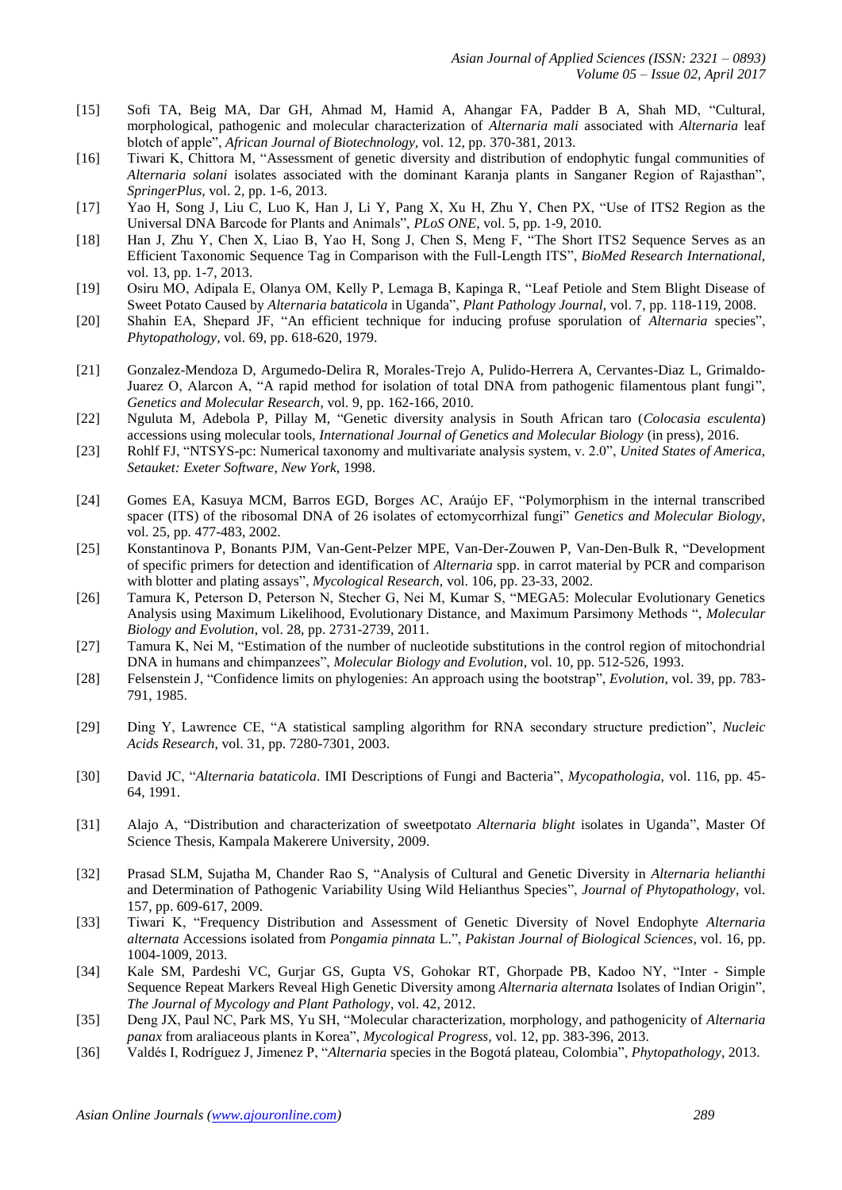[15] Sofi TA, Beig MA, Dar GH, Ahmad M, Hamid A, Ahangar FA, Padder B A, Shah MD, "Cultural, morphological, pathogenic and molecular characterization of *Alternaria mali* associated with *Alternaria* leaf blotch of apple", *African Journal of Biotechnology,* vol. 12, pp. 370-381, 2013.

[16] Tiwari K, Chittora M, "Assessment of genetic diversity and distribution of endophytic fungal communities of *Alternaria solani* isolates associated with the dominant Karanja plants in Sanganer Region of Rajasthan", *SpringerPlus,* vol. 2, pp. 1-6, 2013.

[17] Yao H, Song J, Liu C, Luo K, Han J, Li Y, Pang X, Xu H, Zhu Y, Chen PX, "Use of ITS2 Region as the Universal DNA Barcode for Plants and Animals", *PLoS ONE,* vol. 5, pp. 1-9, 2010.

[18] Han J, Zhu Y, Chen X, Liao B, Yao H, Song J, Chen S, Meng F, "The Short ITS2 Sequence Serves as an Efficient Taxonomic Sequence Tag in Comparison with the Full-Length ITS", *BioMed Research International,* vol. 13, pp. 1-7, 2013.

[19] Osiru MO, Adipala E, Olanya OM, Kelly P, Lemaga B, Kapinga R, "Leaf Petiole and Stem Blight Disease of Sweet Potato Caused by *Alternaria bataticola* in Uganda", *Plant Pathology Journal,* vol. 7, pp. 118-119, 2008.

[20] Shahin EA, Shepard JF, "An efficient technique for inducing profuse sporulation of *Alternaria* species", *Phytopathology,* vol. 69, pp. 618-620, 1979.

[21] Gonzalez-Mendoza D, Argumedo-Delira R, Morales-Trejo A, Pulido-Herrera A, Cervantes-Diaz L, Grimaldo-Juarez O, Alarcon A, "A rapid method for isolation of total DNA from pathogenic filamentous plant fungi", *Genetics and Molecular Research,* vol. 9, pp. 162-166, 2010.

[22] Nguluta M, Adebola P, Pillay M, "Genetic diversity analysis in South African taro (*Colocasia esculenta*) accessions using molecular tools, *International Journal of Genetics and Molecular Biology* (in press), 2016.

[23] Rohlf FJ, "NTSYS-pc: Numerical taxonomy and multivariate analysis system, v. 2.0", *United States of America, Setauket: Exeter Software, New York,* 1998.

[24] Gomes EA, Kasuya MCM, Barros EGD, Borges AC, Araújo EF, "Polymorphism in the internal transcribed spacer (ITS) of the ribosomal DNA of 26 isolates of ectomycorrhizal fungi" *Genetics and Molecular Biology,* vol. 25, pp. 477-483, 2002.

[25] Konstantinova P, Bonants PJM, Van-Gent-Pelzer MPE, Van-Der-Zouwen P, Van-Den-Bulk R, "Development of specific primers for detection and identification of *Alternaria* spp. in carrot material by PCR and comparison with blotter and plating assays", *Mycological Research,* vol. 106, pp. 23-33, 2002.

[26] Tamura K, Peterson D, Peterson N, Stecher G, Nei M, Kumar S, "MEGA5: Molecular Evolutionary Genetics Analysis using Maximum Likelihood, Evolutionary Distance, and Maximum Parsimony Methods ", *Molecular Biology and Evolution,* vol. 28, pp. 2731-2739, 2011.

[27] Tamura K, Nei M, "Estimation of the number of nucleotide substitutions in the control region of mitochondrial DNA in humans and chimpanzees", *Molecular Biology and Evolution,* vol. 10, pp. 512-526, 1993.

[28] Felsenstein J, "Confidence limits on phylogenies: An approach using the bootstrap", *Evolution,* vol. 39, pp. 783-791, 1985.

[29] Ding Y, Lawrence CE, "A statistical sampling algorithm for RNA secondary structure prediction", *Nucleic Acids Research,* vol. 31, pp. 7280-7301, 2003.

[30] David JC, "*Alternaria bataticola*. IMI Descriptions of Fungi and Bacteria", *Mycopathologia,* vol. 116, pp. 45-64, 1991.

[31] Alajo A, "Distribution and characterization of sweetpotato *Alternaria blight* isolates in Uganda", Master Of Science Thesis, Kampala Makerere University, 2009.

[32] Prasad SLM, Sujatha M, Chander Rao S, "Analysis of Cultural and Genetic Diversity in *Alternaria helianthi* and Determination of Pathogenic Variability Using Wild Helianthus Species", *Journal of Phytopathology,* vol. 157, pp. 609-617, 2009.

[33] Tiwari K, "Frequency Distribution and Assessment of Genetic Diversity of Novel Endophyte *Alternaria alternata* Accessions isolated from *Pongamia pinnata* L.", *Pakistan Journal of Biological Sciences,* vol. 16, pp. 1004-1009, 2013.

[34] Kale SM, Pardeshi VC, Gurjar GS, Gupta VS, Gohokar RT, Ghorpade PB, Kadoo NY, "Inter - Simple Sequence Repeat Markers Reveal High Genetic Diversity among *Alternaria alternata* Isolates of Indian Origin", *The Journal of Mycology and Plant Pathology,* vol. 42, 2012.

[35] Deng JX, Paul NC, Park MS, Yu SH, "Molecular characterization, morphology, and pathogenicity of *Alternaria panax* from araliaceous plants in Korea", *Mycological Progress,* vol. 12, pp. 383-396, 2013.

[36] Valdés I, Rodríguez J, Jimenez P, "*Alternaria* species in the Bogotá plateau, Colombia", *Phytopathology,* 2013.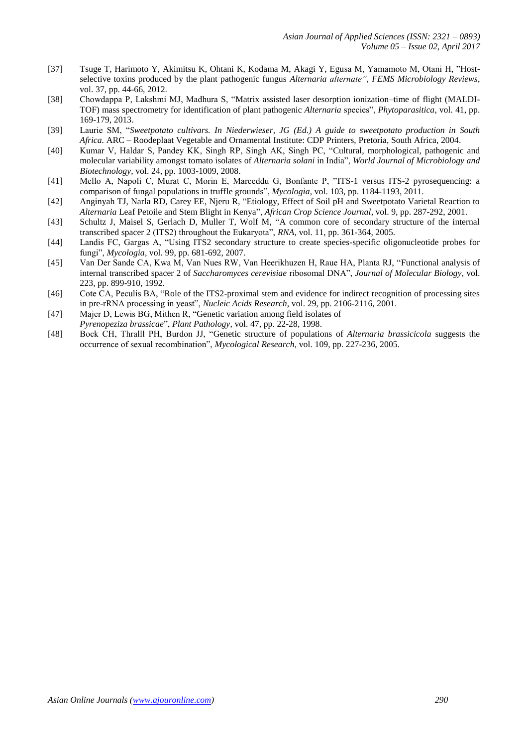[37] Tsuge T, Harimoto Y, Akimitsu K, Ohtani K, Kodama M, Akagi Y, Egusa M, Yamamoto M, Otani H, "Host-selective toxins produced by the plant pathogenic fungus *Alternaria alternate"*, *FEMS Microbiology Reviews*, vol. 37, pp. 44-66, 2012.

[38] Chowdappa P, Lakshmi MJ, Madhura S, "Matrix assisted laser desorption ionization–time of flight (MALDI-TOF) mass spectrometry for identification of plant pathogenic *Alternaria* species", *Phytoparasitica*, vol. 41, pp. 169-179, 2013.

[39] Laurie SM, "*Sweetpotato cultivars. In Niederwieser, JG (Ed.) A guide to sweetpotato production in South Africa.* ARC – Roodeplaat Vegetable and Ornamental Institute: CDP Printers, Pretoria, South Africa, 2004.

[40] Kumar V, Haldar S, Pandey KK, Singh RP, Singh AK, Singh PC, "Cultural, morphological, pathogenic and molecular variability amongst tomato isolates of *Alternaria solani* in India", *World Journal of Microbiology and Biotechnology*, vol. 24, pp. 1003-1009, 2008.

[41] Mello A, Napoli C, Murat C, Morin E, Marceddu G, Bonfante P, "ITS-1 versus ITS-2 pyrosequencing: a comparison of fungal populations in truffle grounds", *Mycologia*, vol. 103, pp. 1184-1193, 2011.

[42] Anginyah TJ, Narla RD, Carey EE, Njeru R, "Etiology, Effect of Soil pH and Sweetpotato Varietal Reaction to *Alternaria* Leaf Petoile and Stem Blight in Kenya", *African Crop Science Journal*, vol. 9, pp. 287-292, 2001.

[43] Schultz J, Maisel S, Gerlach D, Muller T, Wolf M, "A common core of secondary structure of the internal transcribed spacer 2 (ITS2) throughout the Eukaryota", *RNA*, vol. 11, pp. 361-364, 2005.

[44] Landis FC, Gargas A, "Using ITS2 secondary structure to create species-specific oligonucleotide probes for fungi", *Mycologia*, vol. 99, pp. 681-692, 2007.

[45] Van Der Sande CA, Kwa M, Van Nues RW, Van Heerikhuzen H, Raue HA, Planta RJ, "Functional analysis of internal transcribed spacer 2 of *Saccharomyces cerevisiae* ribosomal DNA", *Journal of Molecular Biology*, vol. 223, pp. 899-910, 1992.

[46] Cote CA, Peculis BA, "Role of the ITS2-proximal stem and evidence for indirect recognition of processing sites in pre-rRNA processing in yeast", *Nucleic Acids Research*, vol. 29, pp. 2106-2116, 2001.

[47] Majer D, Lewis BG, Mithen R, "Genetic variation among field isolates of *Pyrenopeziza brassicae*", *Plant Pathology*, vol. 47, pp. 22-28, 1998.

[48] Bock CH, Thralll PH, Burdon JJ, "Genetic structure of populations of *Alternaria brassicicola* suggests the occurrence of sexual recombination", *Mycological Research*, vol. 109, pp. 227-236, 2005.